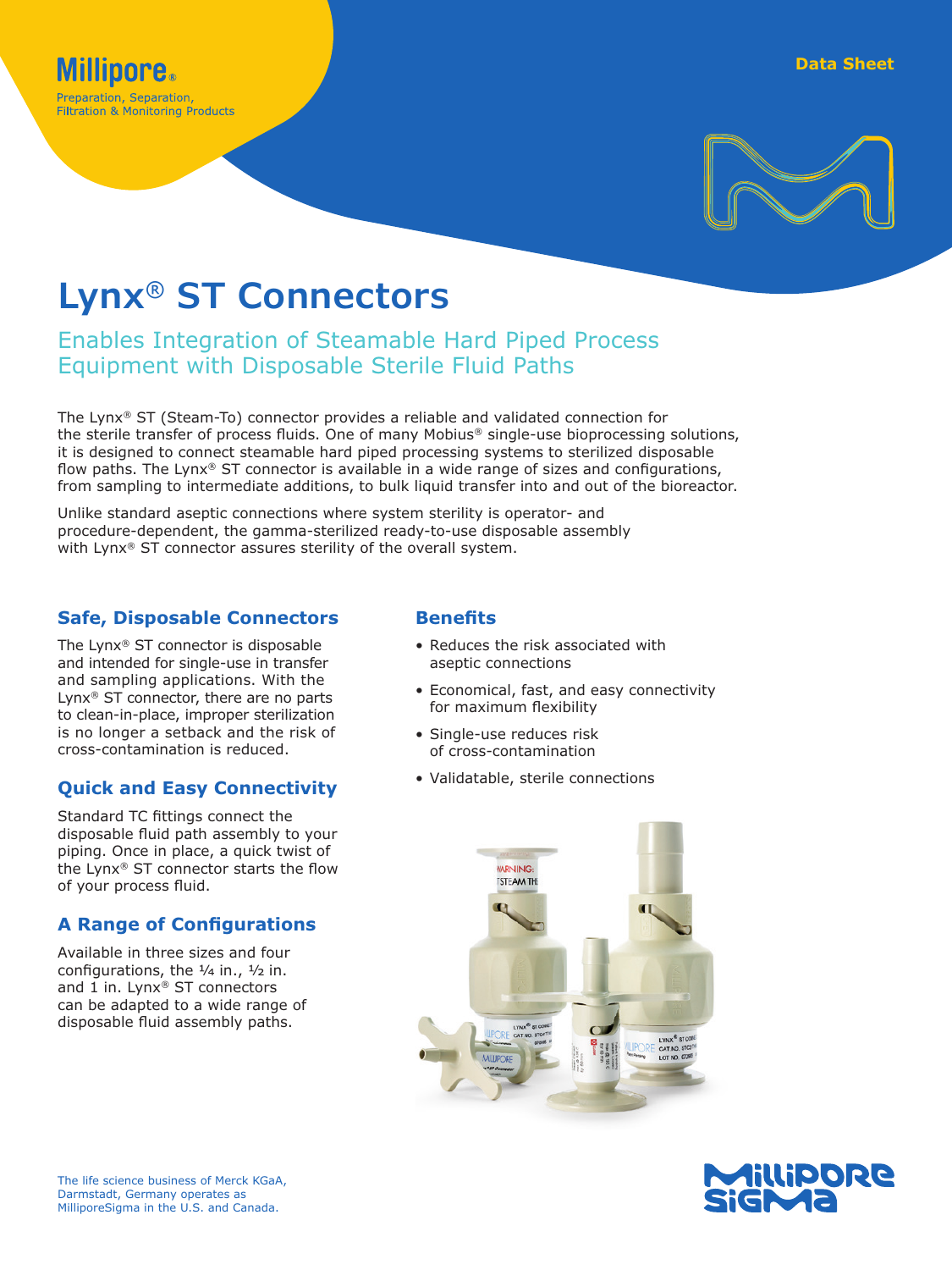Millipore®

Preparation, Separation, Filtration & Monitoring Products

Data Sheet

# Lynx® ST Connectors

## Enables Integration of Steamable Hard Piped Process Equipment with Disposable Sterile Fluid Paths

The Lynx® ST (Steam-To) connector provides a reliable and validated connection for the sterile transfer of process fluids. One of many Mobius® single-use bioprocessing solutions, it is designed to connect steamable hard piped processing systems to sterilized disposable flow paths. The Lynx® ST connector is available in a wide range of sizes and configurations, from sampling to intermediate additions, to bulk liquid transfer into and out of the bioreactor.

Unlike standard aseptic connections where system sterility is operator- and procedure-dependent, the gamma-sterilized ready-to-use disposable assembly with Lynx® ST connector assures sterility of the overall system.

### Safe, Disposable Connectors

The Lynx® ST connector is disposable and intended for single-use in transfer and sampling applications. With the Lynx® ST connector, there are no parts to clean-in-place, improper sterilization is no longer a setback and the risk of cross-contamination is reduced.

### Quick and Easy Connectivity

Standard TC fittings connect the disposable fluid path assembly to your piping. Once in place, a quick twist of the Lynx® ST connector starts the flow of your process fluid.

### A Range of Configurations

Available in three sizes and four configurations, the ¼ in., ½ in. and 1 in. Lynx® ST connectors can be adapted to a wide range of disposable fluid assembly paths.

### Benefits

- Reduces the risk associated with aseptic connections
- Economical, fast, and easy connectivity for maximum flexibility
- Single-use reduces risk of cross-contamination
- Validatable, sterile connections

The life science business of Merck KGaA, Darmstadt, Germany operates as MilliporeSigma in the U.S. and Canada.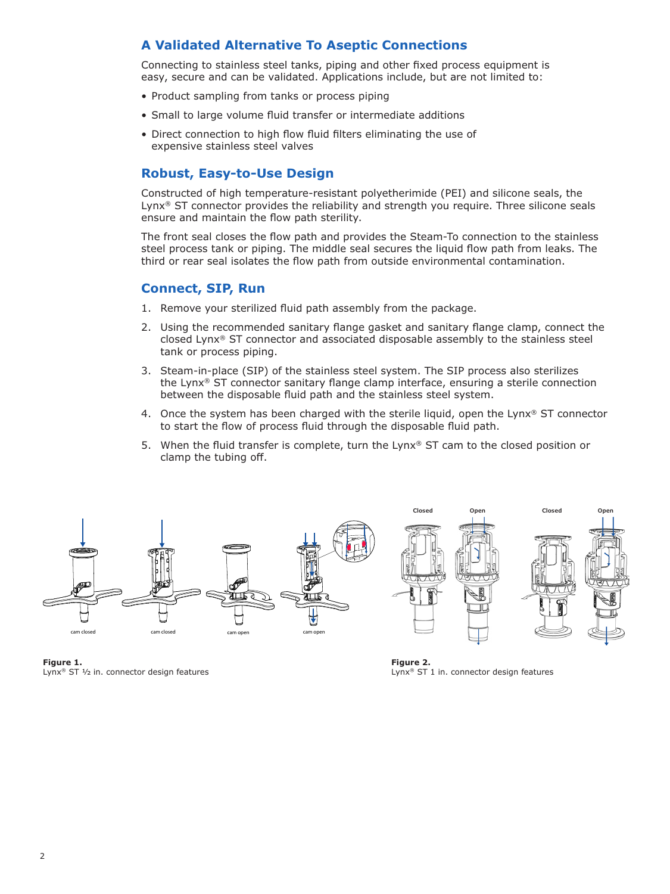## A Validated Alternative To Aseptic Connections

Connecting to stainless steel tanks, piping and other fixed process equipment is easy, secure and can be validated. Applications include, but are not limited to:

- Product sampling from tanks or process piping
- Small to large volume fluid transfer or intermediate additions
- Direct connection to high flow fluid filters eliminating the use of expensive stainless steel valves

## Robust, Easy-to-Use Design

Constructed of high temperature-resistant polyetherimide (PEI) and silicone seals, the Lynx® ST connector provides the reliability and strength you require. Three silicone seals ensure and maintain the flow path sterility.

The front seal closes the flow path and provides the Steam-To connection to the stainless steel process tank or piping. The middle seal secures the liquid flow path from leaks. The third or rear seal isolates the flow path from outside environmental contamination.

## Connect, SIP, Run

1. Remove your sterilized fluid path assembly from the package.
2. Using the recommended sanitary flange gasket and sanitary flange clamp, connect the closed Lynx® ST connector and associated disposable assembly to the stainless steel tank or process piping.
3. Steam-in-place (SIP) of the stainless steel system. The SIP process also sterilizes the Lynx® ST connector sanitary flange clamp interface, ensuring a sterile connection between the disposable fluid path and the stainless steel system.
4. Once the system has been charged with the sterile liquid, open the Lynx® ST connector to start the flow of process fluid through the disposable fluid path.
5. When the fluid transfer is complete, turn the Lynx® ST cam to the closed position or clamp the tubing off.

cam closed cam closed cam open cam open

**Figure 1.**
Lynx® ST ½ in. connector design features

Closed Open Closed Open

**Figure 2.**
Lynx® ST 1 in. connector design features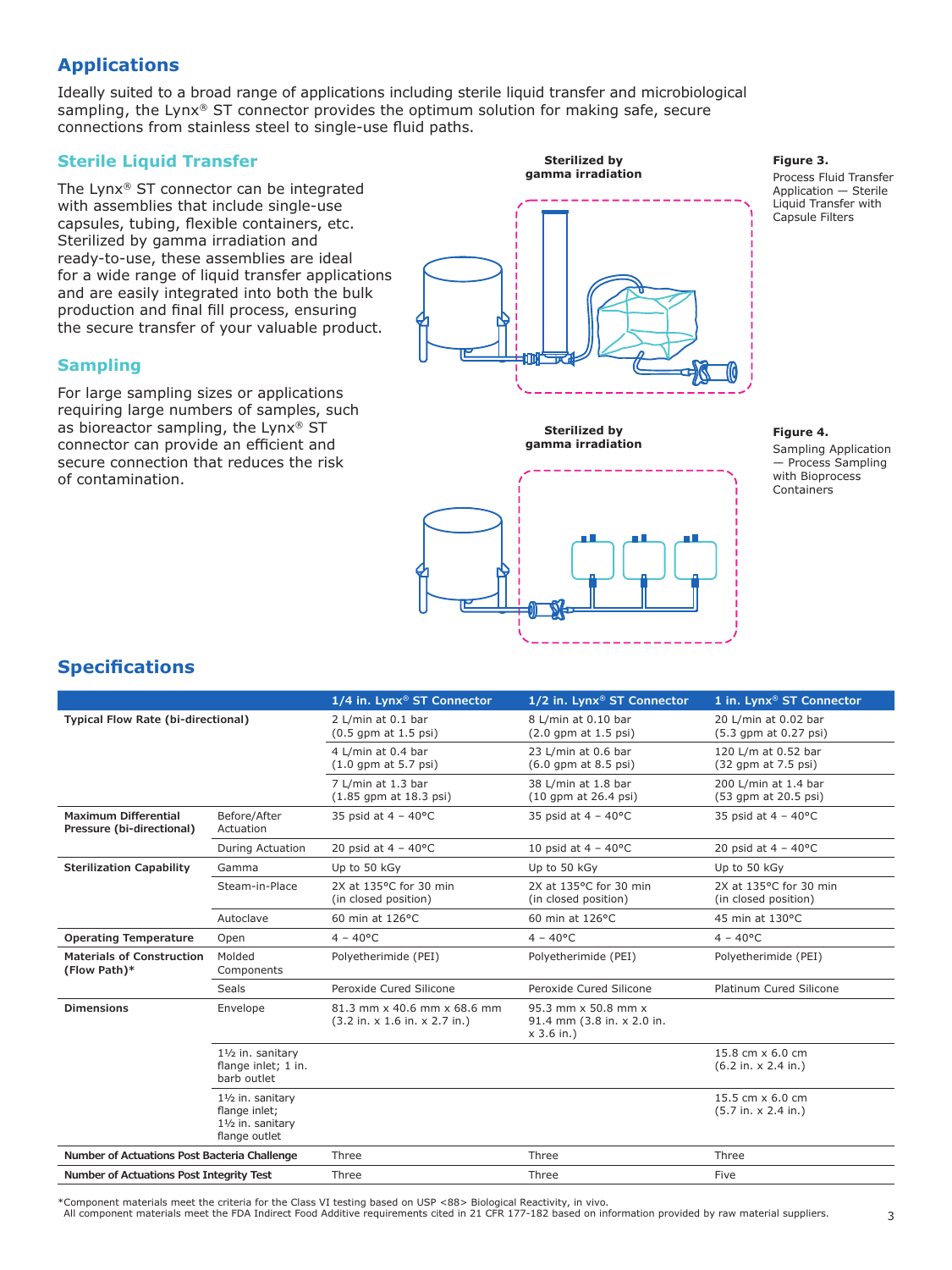## Applications

Ideally suited to a broad range of applications including sterile liquid transfer and microbiological sampling, the Lynx® ST connector provides the optimum solution for making safe, secure connections from stainless steel to single-use fluid paths.

### Sterile Liquid Transfer

The Lynx® ST connector can be integrated with assemblies that include single-use capsules, tubing, flexible containers, etc. Sterilized by gamma irradiation and ready-to-use, these assemblies are ideal for a wide range of liquid transfer applications and are easily integrated into both the bulk production and final fill process, ensuring the secure transfer of your valuable product.

Sterilized by gamma irradiation

**Figure 3.**
Process Fluid Transfer Application — Sterile Liquid Transfer with Capsule Filters

### Sampling

For large sampling sizes or applications requiring large numbers of samples, such as bioreactor sampling, the Lynx® ST connector can provide an efficient and secure connection that reduces the risk of contamination.

Sterilized by gamma irradiation

**Figure 4.**
Sampling Application — Process Sampling with Bioprocess Containers

## Specifications

| | | 1/4 in. Lynx® ST Connector | 1/2 in. Lynx® ST Connector | 1 in. Lynx® ST Connector |
|---|---|---|---|---|
| **Typical Flow Rate (bi-directional)** | | 2 L/min at 0.1 bar (0.5 gpm at 1.5 psi) | 8 L/min at 0.10 bar (2.0 gpm at 1.5 psi) | 20 L/min at 0.02 bar (5.3 gpm at 0.27 psi) |
| | | 4 L/min at 0.4 bar (1.0 gpm at 5.7 psi) | 23 L/min at 0.6 bar (6.0 gpm at 8.5 psi) | 120 L/m at 0.52 bar (32 gpm at 7.5 psi) |
| | | 7 L/min at 1.3 bar (1.85 gpm at 18.3 psi) | 38 L/min at 1.8 bar (10 gpm at 26.4 psi) | 200 L/min at 1.4 bar (53 gpm at 20.5 psi) |
| **Maximum Differential Pressure (bi-directional)** | Before/After Actuation | 35 psid at 4 – 40°C | 35 psid at 4 – 40°C | 35 psid at 4 – 40°C |
| | During Actuation | 20 psid at 4 – 40°C | 10 psid at 4 – 40°C | 20 psid at 4 – 40°C |
| **Sterilization Capability** | Gamma | Up to 50 kGy | Up to 50 kGy | Up to 50 kGy |
| | Steam-in-Place | 2X at 135°C for 30 min (in closed position) | 2X at 135°C for 30 min (in closed position) | 2X at 135°C for 30 min (in closed position) |
| | Autoclave | 60 min at 126°C | 60 min at 126°C | 45 min at 130°C |
| **Operating Temperature** | Open | 4 – 40°C | 4 – 40°C | 4 – 40°C |
| **Materials of Construction (Flow Path)*** | Molded Components | Polyetherimide (PEI) | Polyetherimide (PEI) | Polyetherimide (PEI) |
| | Seals | Peroxide Cured Silicone | Peroxide Cured Silicone | Platinum Cured Silicone |
| **Dimensions** | Envelope | 81.3 mm x 40.6 mm x 68.6 mm (3.2 in. x 1.6 in. x 2.7 in.) | 95.3 mm x 50.8 mm x 91.4 mm (3.8 in. x 2.0 in. x 3.6 in.) | |
| | 1½ in. sanitary flange inlet; 1 in. barb outlet | | | 15.8 cm x 6.0 cm (6.2 in. x 2.4 in.) |
| | 1½ in. sanitary flange inlet; 1½ in. sanitary flange outlet | | | 15.5 cm x 6.0 cm (5.7 in. x 2.4 in.) |
| **Number of Actuations Post Bacteria Challenge** | | Three | Three | Three |
| **Number of Actuations Post Integrity Test** | | Three | Three | Five |

*Component materials meet the criteria for the Class VI testing based on USP <88> Biological Reactivity, in vivo.
All component materials meet the FDA Indirect Food Additive requirements cited in 21 CFR 177-182 based on information provided by raw material suppliers.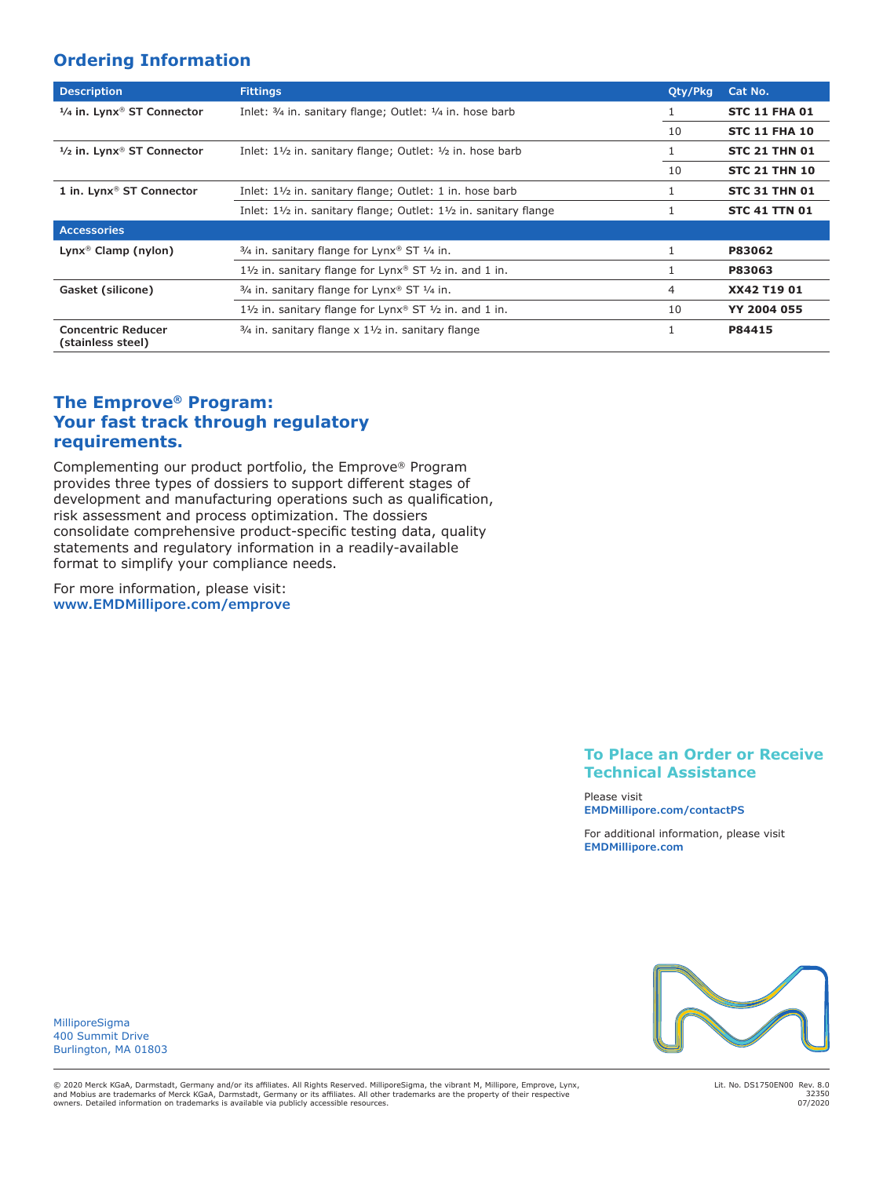## Ordering Information

| Description | Fittings | Qty/Pkg | Cat No. |
|---|---|---|---|
| **¼ in. Lynx® ST Connector** | Inlet: ¾ in. sanitary flange; Outlet: ¼ in. hose barb | 1 | **STC 11 FHA 01** |
| | | 10 | **STC 11 FHA 10** |
| **½ in. Lynx® ST Connector** | Inlet: 1½ in. sanitary flange; Outlet: ½ in. hose barb | 1 | **STC 21 THN 01** |
| | | 10 | **STC 21 THN 10** |
| **1 in. Lynx® ST Connector** | Inlet: 1½ in. sanitary flange; Outlet: 1 in. hose barb | 1 | **STC 31 THN 01** |
| | Inlet: 1½ in. sanitary flange; Outlet: 1½ in. sanitary flange | 1 | **STC 41 TTN 01** |
| **Accessories** | | | |
| **Lynx® Clamp (nylon)** | ¾ in. sanitary flange for Lynx® ST ¼ in. | 1 | **P83062** |
| | 1½ in. sanitary flange for Lynx® ST ½ in. and 1 in. | 1 | **P83063** |
| **Gasket (silicone)** | ¾ in. sanitary flange for Lynx® ST ¼ in. | 4 | **XX42 T19 01** |
| | 1½ in. sanitary flange for Lynx® ST ½ in. and 1 in. | 10 | **YY 2004 055** |
| **Concentric Reducer (stainless steel)** | ¾ in. sanitary flange x 1½ in. sanitary flange | 1 | **P84415** |

## The Emprove® Program: Your fast track through regulatory requirements.

Complementing our product portfolio, the Emprove® Program provides three types of dossiers to support different stages of development and manufacturing operations such as qualification, risk assessment and process optimization. The dossiers consolidate comprehensive product-specific testing data, quality statements and regulatory information in a readily-available format to simplify your compliance needs.

For more information, please visit:
**www.EMDMillipore.com/emprove**

### To Place an Order or Receive Technical Assistance

Please visit
**EMDMillipore.com/contactPS**

For additional information, please visit
**EMDMillipore.com**

MilliporeSigma
400 Summit Drive
Burlington, MA 01803

© 2020 Merck KGaA, Darmstadt, Germany and/or its affiliates. All Rights Reserved. MilliporeSigma, the vibrant M, Millipore, Emprove, Lynx, and Mobius are trademarks of Merck KGaA, Darmstadt, Germany or its affiliates. All other trademarks are the property of their respective owners. Detailed information on trademarks is available via publicly accessible resources.

Lit. No. DS1750EN00 Rev. 8.0
32350
07/2020